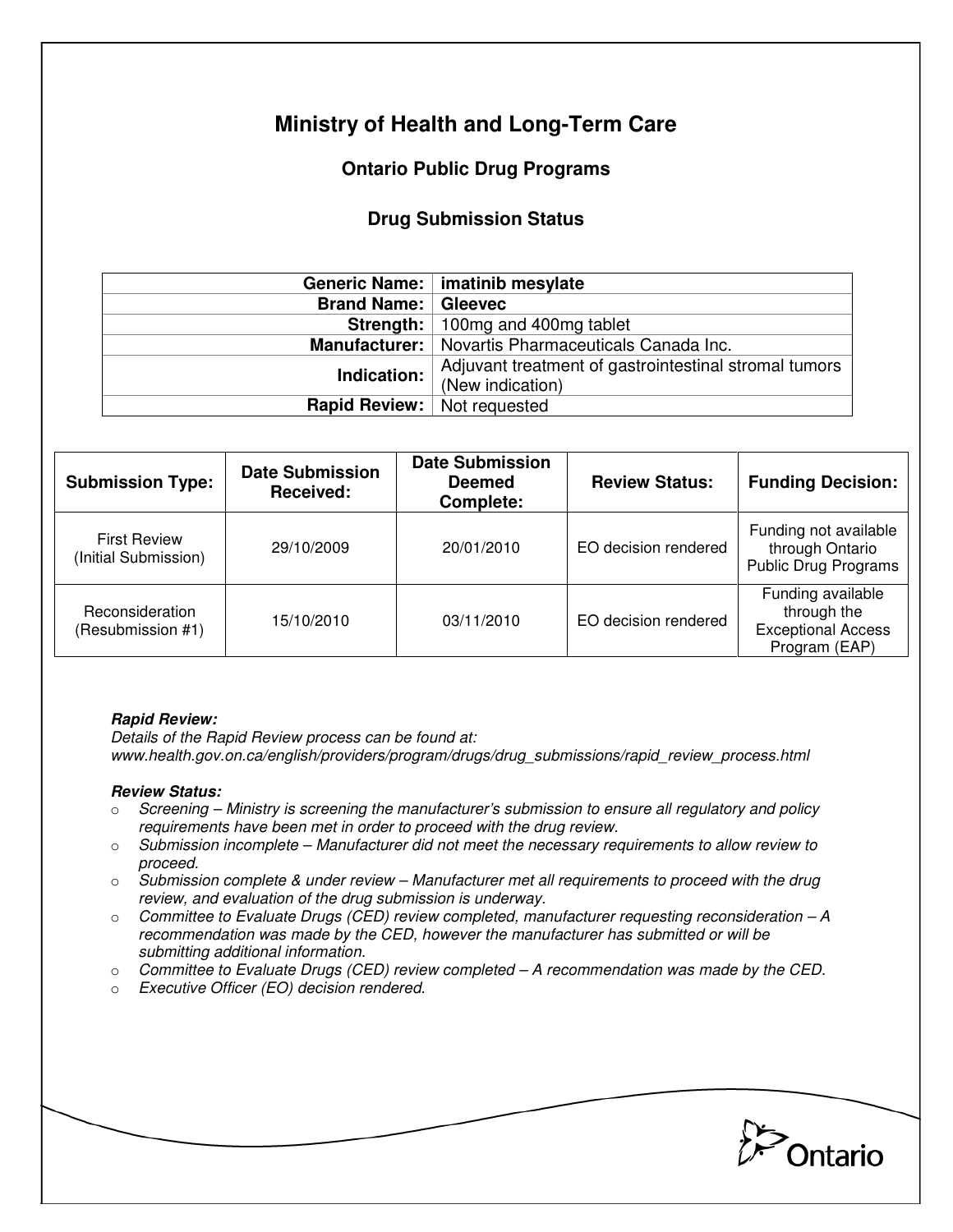# Ministry of Health and Long-Term Care

## Ontario Public Drug Programs

### Drug Submission Status

| | |
|---:|---|
| **Generic Name:** | **imatinib mesylate** |
| **Brand Name:** | **Gleevec** |
| **Strength:** | 100mg and 400mg tablet |
| **Manufacturer:** | Novartis Pharmaceuticals Canada Inc. |
| **Indication:** | Adjuvant treatment of gastrointestinal stromal tumors (New indication) |
| **Rapid Review:** | Not requested |

| **Submission Type:** | **Date Submission Received:** | **Date Submission Deemed Complete:** | **Review Status:** | **Funding Decision:** |
|---|---|---|---|---|
| First Review (Initial Submission) | 29/10/2009 | 20/01/2010 | EO decision rendered | Funding not available through Ontario Public Drug Programs |
| Reconsideration (Resubmission #1) | 15/10/2010 | 03/11/2010 | EO decision rendered | Funding available through the Exceptional Access Program (EAP) |

***Rapid Review:***
*Details of the Rapid Review process can be found at:*
*www.health.gov.on.ca/english/providers/program/drugs/drug_submissions/rapid_review_process.html*

***Review Status:***

- *Screening – Ministry is screening the manufacturer's submission to ensure all regulatory and policy requirements have been met in order to proceed with the drug review.*
- *Submission incomplete – Manufacturer did not meet the necessary requirements to allow review to proceed.*
- *Submission complete & under review – Manufacturer met all requirements to proceed with the drug review, and evaluation of the drug submission is underway.*
- *Committee to Evaluate Drugs (CED) review completed, manufacturer requesting reconsideration – A recommendation was made by the CED, however the manufacturer has submitted or will be submitting additional information.*
- *Committee to Evaluate Drugs (CED) review completed – A recommendation was made by the CED.*
- *Executive Officer (EO) decision rendered.*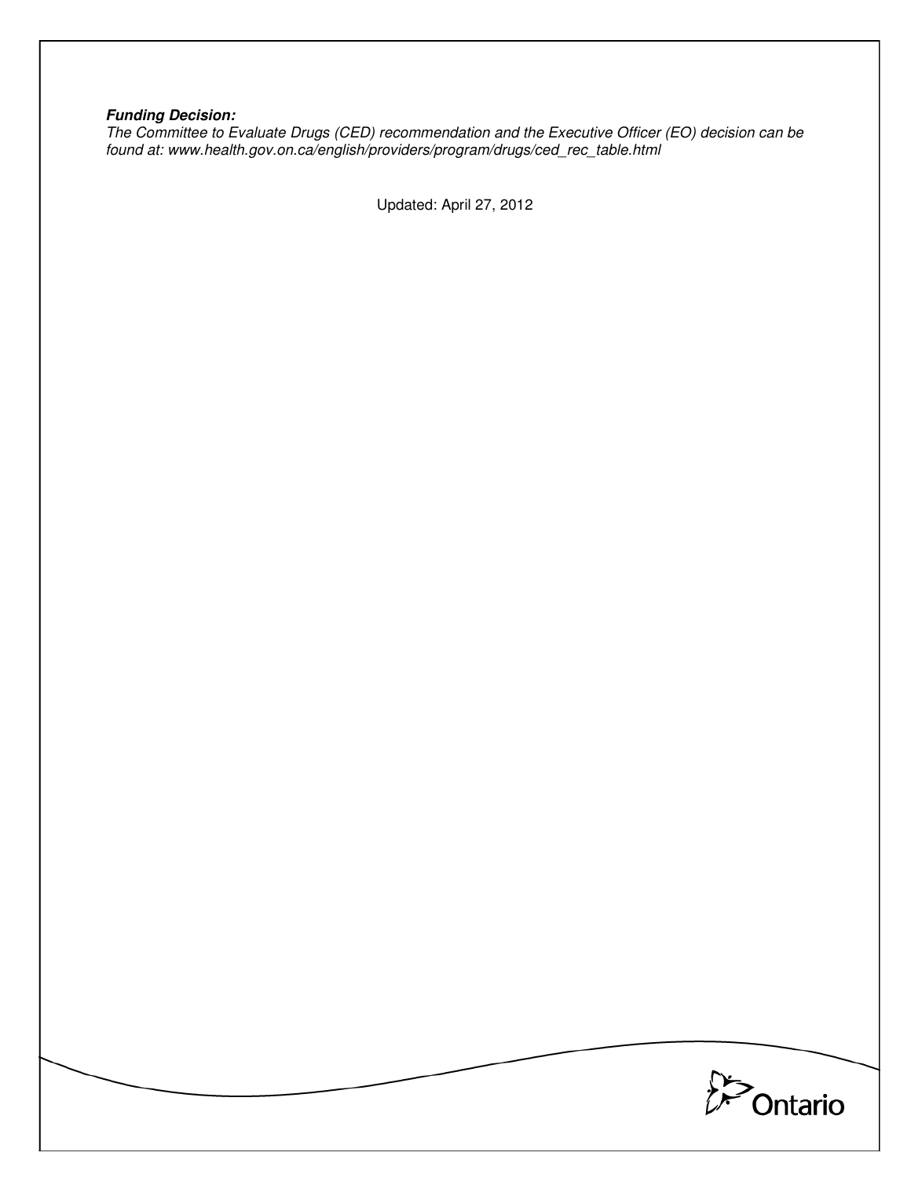***Funding Decision:***
*The Committee to Evaluate Drugs (CED) recommendation and the Executive Officer (EO) decision can be found at: www.health.gov.on.ca/english/providers/program/drugs/ced_rec_table.html*

Updated: April 27, 2012